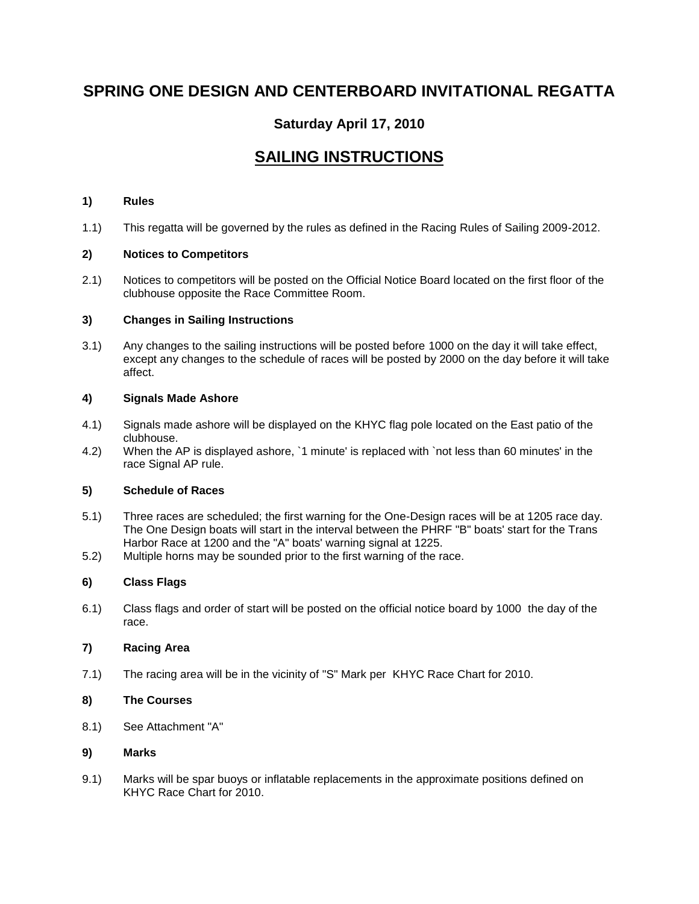# SPRING ONE DESIGN AND CENTERBOARD INVITATIONAL REGATTA

## Saturday April 17, 2010

## SAILING INSTRUCTIONS

**1) Rules**

1.1) This regatta will be governed by the rules as defined in the Racing Rules of Sailing 2009-2012.

**2) Notices to Competitors**

2.1) Notices to competitors will be posted on the Official Notice Board located on the first floor of the clubhouse opposite the Race Committee Room.

**3) Changes in Sailing Instructions**

3.1) Any changes to the sailing instructions will be posted before 1000 on the day it will take effect, except any changes to the schedule of races will be posted by 2000 on the day before it will take affect.

**4) Signals Made Ashore**

4.1) Signals made ashore will be displayed on the KHYC flag pole located on the East patio of the clubhouse.

4.2) When the AP is displayed ashore, `1 minute' is replaced with `not less than 60 minutes' in the race Signal AP rule.

**5) Schedule of Races**

5.1) Three races are scheduled; the first warning for the One-Design races will be at 1205 race day. The One Design boats will start in the interval between the PHRF "B" boats' start for the Trans Harbor Race at 1200 and the "A" boats' warning signal at 1225.

5.2) Multiple horns may be sounded prior to the first warning of the race.

**6) Class Flags**

6.1) Class flags and order of start will be posted on the official notice board by 1000 the day of the race.

**7) Racing Area**

7.1) The racing area will be in the vicinity of "S" Mark per KHYC Race Chart for 2010.

**8) The Courses**

8.1) See Attachment "A"

**9) Marks**

9.1) Marks will be spar buoys or inflatable replacements in the approximate positions defined on KHYC Race Chart for 2010.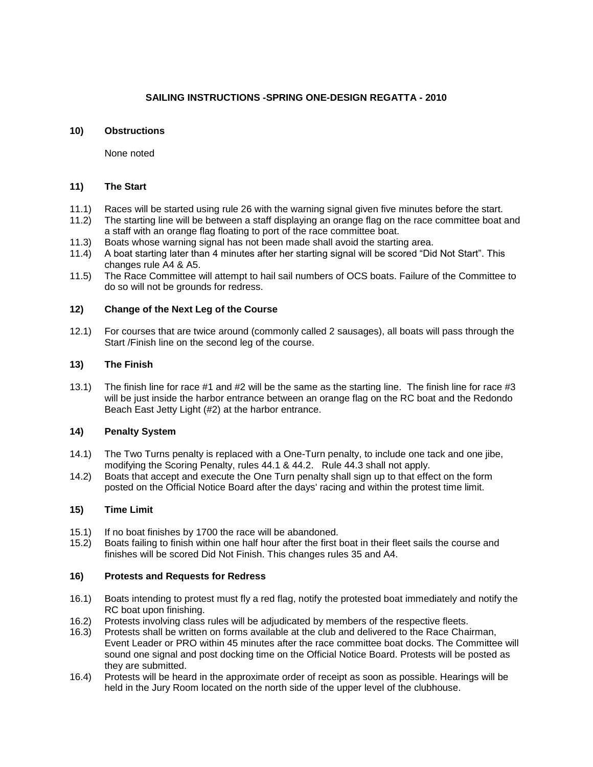**SAILING INSTRUCTIONS -SPRING ONE-DESIGN REGATTA - 2010**

## 10) Obstructions

None noted

## 11) The Start

11.1) Races will be started using rule 26 with the warning signal given five minutes before the start.

11.2) The starting line will be between a staff displaying an orange flag on the race committee boat and a staff with an orange flag floating to port of the race committee boat.

11.3) Boats whose warning signal has not been made shall avoid the starting area.

11.4) A boat starting later than 4 minutes after her starting signal will be scored "Did Not Start". This changes rule A4 & A5.

11.5) The Race Committee will attempt to hail sail numbers of OCS boats. Failure of the Committee to do so will not be grounds for redress.

## 12) Change of the Next Leg of the Course

12.1) For courses that are twice around (commonly called 2 sausages), all boats will pass through the Start /Finish line on the second leg of the course.

## 13) The Finish

13.1) The finish line for race #1 and #2 will be the same as the starting line. The finish line for race #3 will be just inside the harbor entrance between an orange flag on the RC boat and the Redondo Beach East Jetty Light (#2) at the harbor entrance.

## 14) Penalty System

14.1) The Two Turns penalty is replaced with a One-Turn penalty, to include one tack and one jibe, modifying the Scoring Penalty, rules 44.1 & 44.2. Rule 44.3 shall not apply.

14.2) Boats that accept and execute the One Turn penalty shall sign up to that effect on the form posted on the Official Notice Board after the days' racing and within the protest time limit.

## 15) Time Limit

15.1) If no boat finishes by 1700 the race will be abandoned.

15.2) Boats failing to finish within one half hour after the first boat in their fleet sails the course and finishes will be scored Did Not Finish. This changes rules 35 and A4.

## 16) Protests and Requests for Redress

16.1) Boats intending to protest must fly a red flag, notify the protested boat immediately and notify the RC boat upon finishing.

16.2) Protests involving class rules will be adjudicated by members of the respective fleets.

16.3) Protests shall be written on forms available at the club and delivered to the Race Chairman, Event Leader or PRO within 45 minutes after the race committee boat docks. The Committee will sound one signal and post docking time on the Official Notice Board. Protests will be posted as they are submitted.

16.4) Protests will be heard in the approximate order of receipt as soon as possible. Hearings will be held in the Jury Room located on the north side of the upper level of the clubhouse.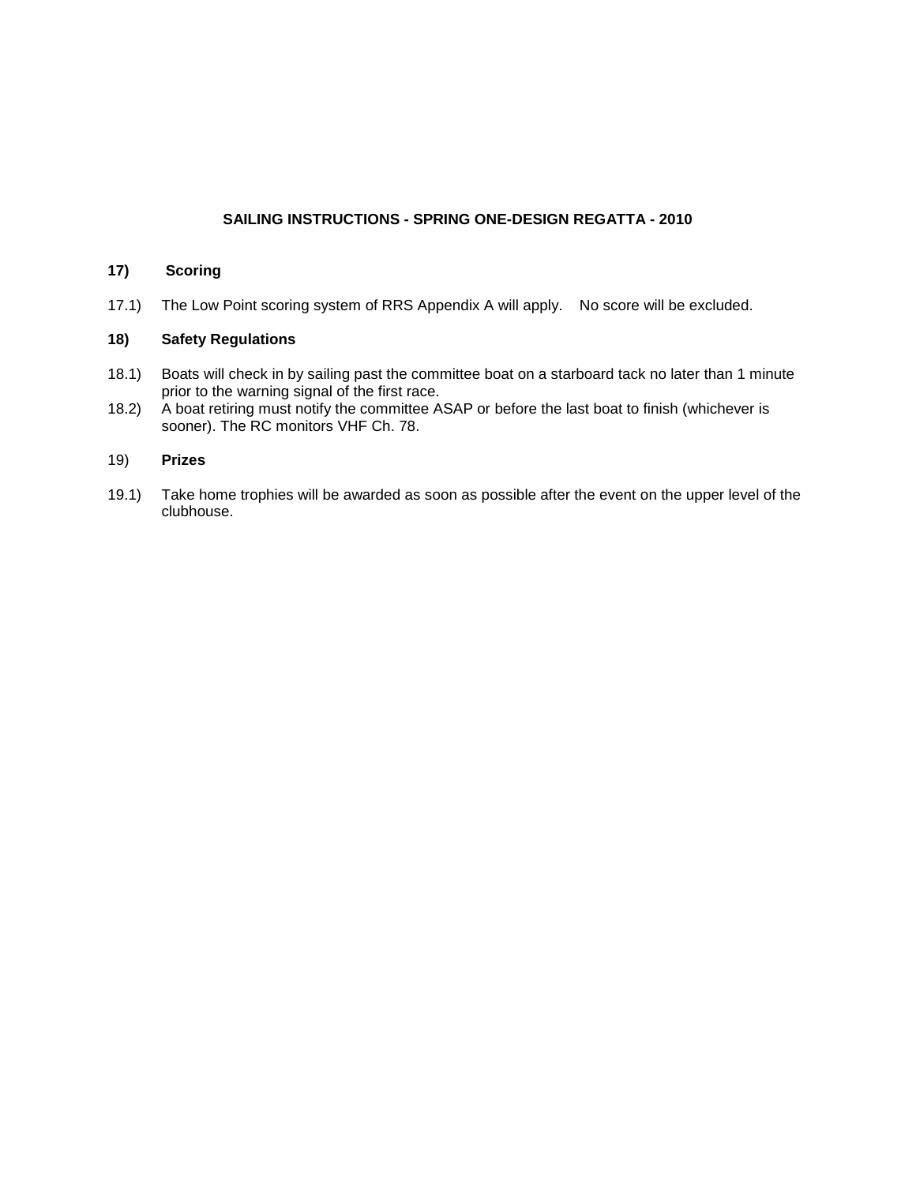**SAILING INSTRUCTIONS - SPRING ONE-DESIGN REGATTA - 2010**

**17) Scoring**

17.1) The Low Point scoring system of RRS Appendix A will apply. No score will be excluded.

**18) Safety Regulations**

18.1) Boats will check in by sailing past the committee boat on a starboard tack no later than 1 minute prior to the warning signal of the first race.

18.2) A boat retiring must notify the committee ASAP or before the last boat to finish (whichever is sooner). The RC monitors VHF Ch. 78.

19) **Prizes**

19.1) Take home trophies will be awarded as soon as possible after the event on the upper level of the clubhouse.